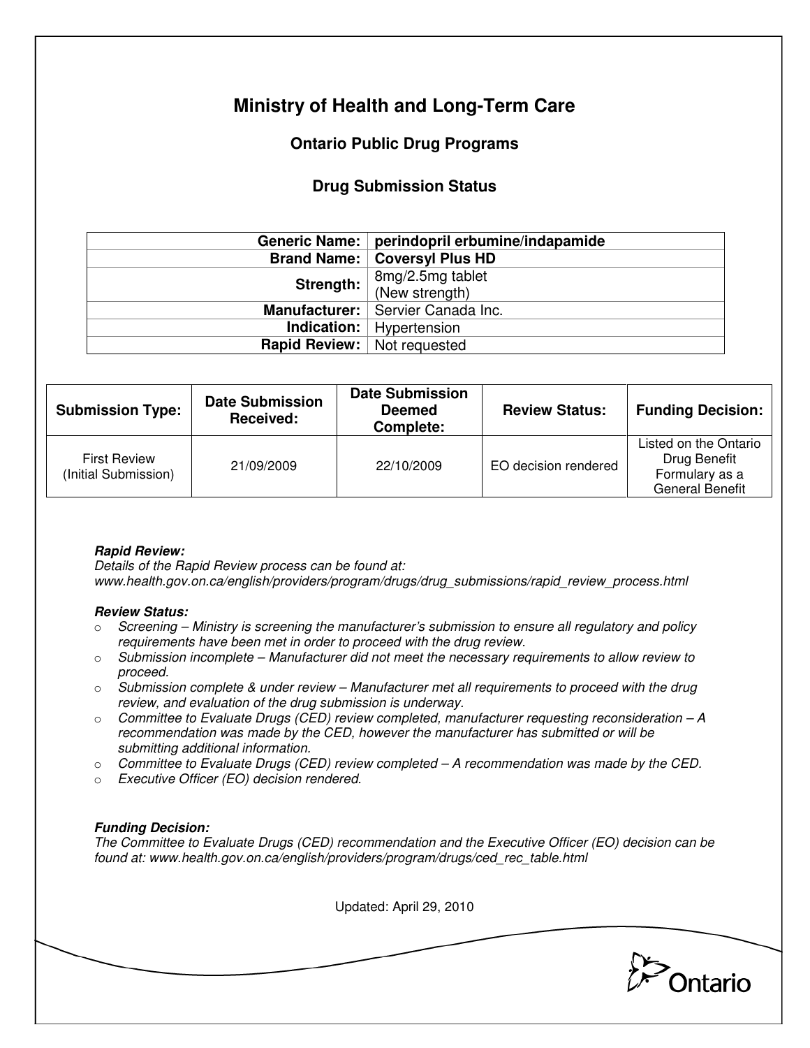# Ministry of Health and Long-Term Care

## Ontario Public Drug Programs

### Drug Submission Status

| | |
|---|---|
| **Generic Name:** | **perindopril erbumine/indapamide** |
| **Brand Name:** | **Coversyl Plus HD** |
| **Strength:** | 8mg/2.5mg tablet (New strength) |
| **Manufacturer:** | Servier Canada Inc. |
| **Indication:** | Hypertension |
| **Rapid Review:** | Not requested |

| Submission Type: | Date Submission Received: | Date Submission Deemed Complete: | Review Status: | Funding Decision: |
|---|---|---|---|---|
| First Review (Initial Submission) | 21/09/2009 | 22/10/2009 | EO decision rendered | Listed on the Ontario Drug Benefit Formulary as a General Benefit |

***Rapid Review:***
*Details of the Rapid Review process can be found at:*
*www.health.gov.on.ca/english/providers/program/drugs/drug_submissions/rapid_review_process.html*

***Review Status:***

- *Screening – Ministry is screening the manufacturer's submission to ensure all regulatory and policy requirements have been met in order to proceed with the drug review.*
- *Submission incomplete – Manufacturer did not meet the necessary requirements to allow review to proceed.*
- *Submission complete & under review – Manufacturer met all requirements to proceed with the drug review, and evaluation of the drug submission is underway.*
- *Committee to Evaluate Drugs (CED) review completed, manufacturer requesting reconsideration – A recommendation was made by the CED, however the manufacturer has submitted or will be submitting additional information.*
- *Committee to Evaluate Drugs (CED) review completed – A recommendation was made by the CED.*
- *Executive Officer (EO) decision rendered.*

***Funding Decision:***
*The Committee to Evaluate Drugs (CED) recommendation and the Executive Officer (EO) decision can be found at: www.health.gov.on.ca/english/providers/program/drugs/ced_rec_table.html*

Updated: April 29, 2010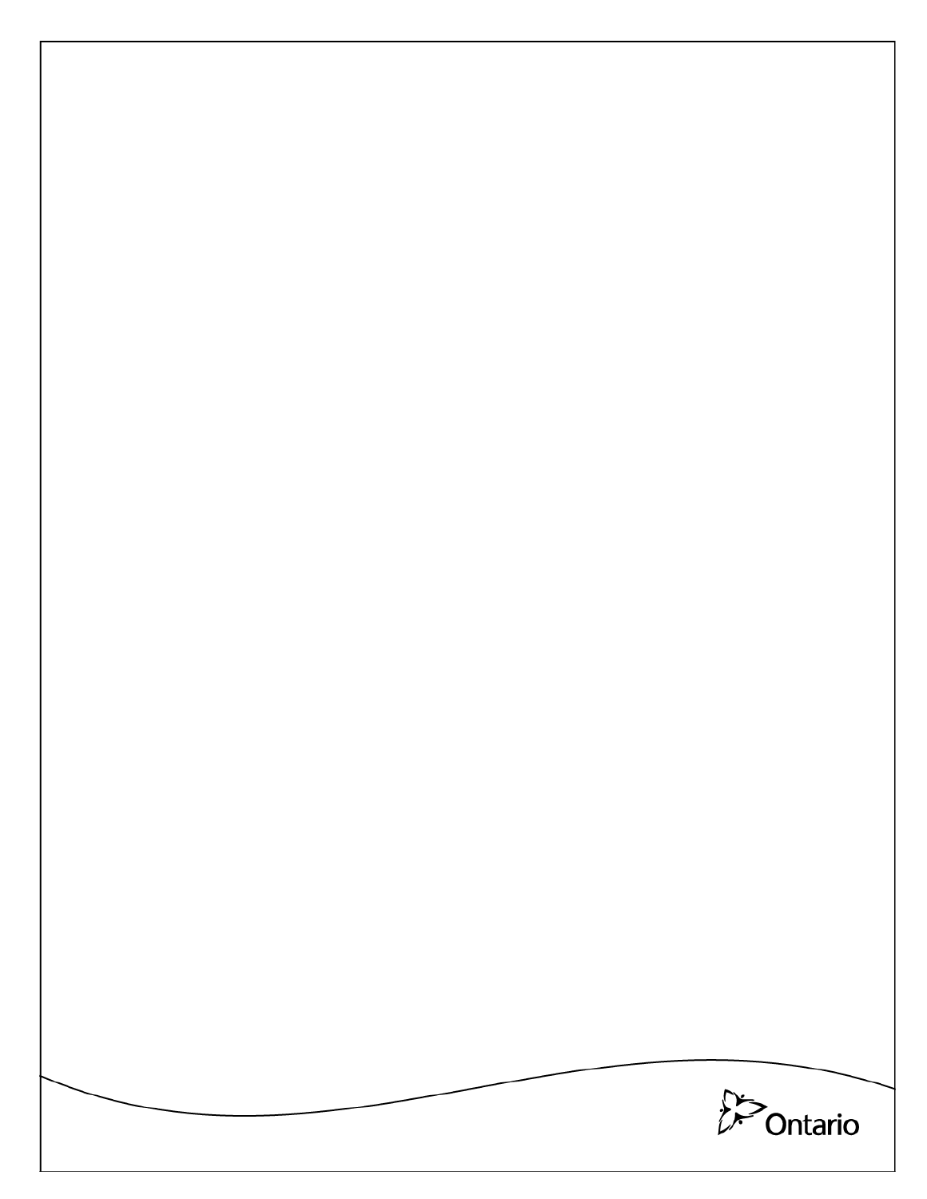Ontario